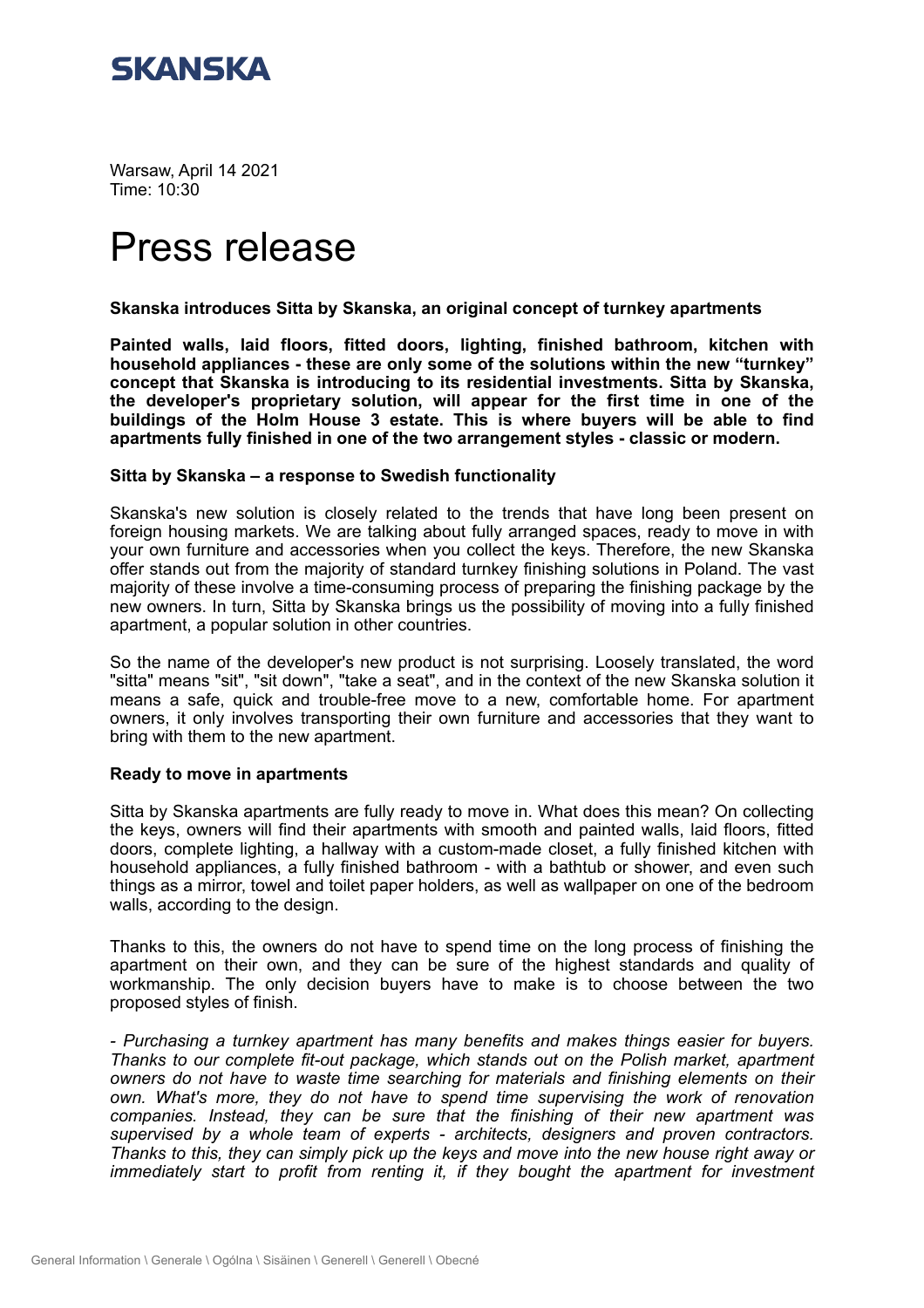SKANSKA

Warsaw, April 14 2021
Time: 10:30

# Press release

**Skanska introduces Sitta by Skanska, an original concept of turnkey apartments**

**Painted walls, laid floors, fitted doors, lighting, finished bathroom, kitchen with household appliances - these are only some of the solutions within the new "turnkey" concept that Skanska is introducing to its residential investments. Sitta by Skanska, the developer's proprietary solution, will appear for the first time in one of the buildings of the Holm House 3 estate. This is where buyers will be able to find apartments fully finished in one of the two arrangement styles - classic or modern.**

**Sitta by Skanska – a response to Swedish functionality**

Skanska's new solution is closely related to the trends that have long been present on foreign housing markets. We are talking about fully arranged spaces, ready to move in with your own furniture and accessories when you collect the keys. Therefore, the new Skanska offer stands out from the majority of standard turnkey finishing solutions in Poland. The vast majority of these involve a time-consuming process of preparing the finishing package by the new owners. In turn, Sitta by Skanska brings us the possibility of moving into a fully finished apartment, a popular solution in other countries.

So the name of the developer's new product is not surprising. Loosely translated, the word "sitta" means "sit", "sit down", "take a seat", and in the context of the new Skanska solution it means a safe, quick and trouble-free move to a new, comfortable home. For apartment owners, it only involves transporting their own furniture and accessories that they want to bring with them to the new apartment.

**Ready to move in apartments**

Sitta by Skanska apartments are fully ready to move in. What does this mean? On collecting the keys, owners will find their apartments with smooth and painted walls, laid floors, fitted doors, complete lighting, a hallway with a custom-made closet, a fully finished kitchen with household appliances, a fully finished bathroom - with a bathtub or shower, and even such things as a mirror, towel and toilet paper holders, as well as wallpaper on one of the bedroom walls, according to the design.

Thanks to this, the owners do not have to spend time on the long process of finishing the apartment on their own, and they can be sure of the highest standards and quality of workmanship. The only decision buyers have to make is to choose between the two proposed styles of finish.

*- Purchasing a turnkey apartment has many benefits and makes things easier for buyers. Thanks to our complete fit-out package, which stands out on the Polish market, apartment owners do not have to waste time searching for materials and finishing elements on their own. What's more, they do not have to spend time supervising the work of renovation companies. Instead, they can be sure that the finishing of their new apartment was supervised by a whole team of experts - architects, designers and proven contractors. Thanks to this, they can simply pick up the keys and move into the new house right away or immediately start to profit from renting it, if they bought the apartment for investment*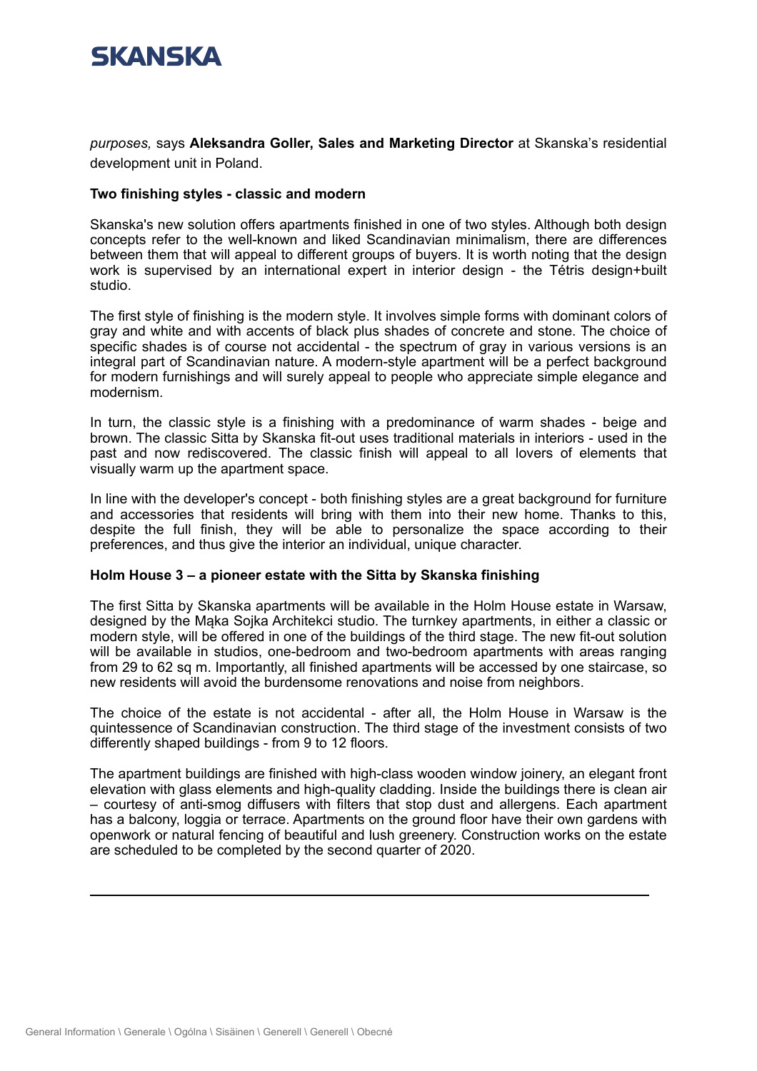*purposes,* says **Aleksandra Goller, Sales and Marketing Director** at Skanska's residential development unit in Poland.

**Two finishing styles - classic and modern**

Skanska's new solution offers apartments finished in one of two styles. Although both design concepts refer to the well-known and liked Scandinavian minimalism, there are differences between them that will appeal to different groups of buyers. It is worth noting that the design work is supervised by an international expert in interior design - the Tétris design+built studio.

The first style of finishing is the modern style. It involves simple forms with dominant colors of gray and white and with accents of black plus shades of concrete and stone. The choice of specific shades is of course not accidental - the spectrum of gray in various versions is an integral part of Scandinavian nature. A modern-style apartment will be a perfect background for modern furnishings and will surely appeal to people who appreciate simple elegance and modernism.

In turn, the classic style is a finishing with a predominance of warm shades - beige and brown. The classic Sitta by Skanska fit-out uses traditional materials in interiors - used in the past and now rediscovered. The classic finish will appeal to all lovers of elements that visually warm up the apartment space.

In line with the developer's concept - both finishing styles are a great background for furniture and accessories that residents will bring with them into their new home. Thanks to this, despite the full finish, they will be able to personalize the space according to their preferences, and thus give the interior an individual, unique character.

**Holm House 3 – a pioneer estate with the Sitta by Skanska finishing**

The first Sitta by Skanska apartments will be available in the Holm House estate in Warsaw, designed by the Mąka Sojka Architekci studio. The turnkey apartments, in either a classic or modern style, will be offered in one of the buildings of the third stage. The new fit-out solution will be available in studios, one-bedroom and two-bedroom apartments with areas ranging from 29 to 62 sq m. Importantly, all finished apartments will be accessed by one staircase, so new residents will avoid the burdensome renovations and noise from neighbors.

The choice of the estate is not accidental - after all, the Holm House in Warsaw is the quintessence of Scandinavian construction. The third stage of the investment consists of two differently shaped buildings - from 9 to 12 floors.

The apartment buildings are finished with high-class wooden window joinery, an elegant front elevation with glass elements and high-quality cladding. Inside the buildings there is clean air – courtesy of anti-smog diffusers with filters that stop dust and allergens. Each apartment has a balcony, loggia or terrace. Apartments on the ground floor have their own gardens with openwork or natural fencing of beautiful and lush greenery. Construction works on the estate are scheduled to be completed by the second quarter of 2020.

---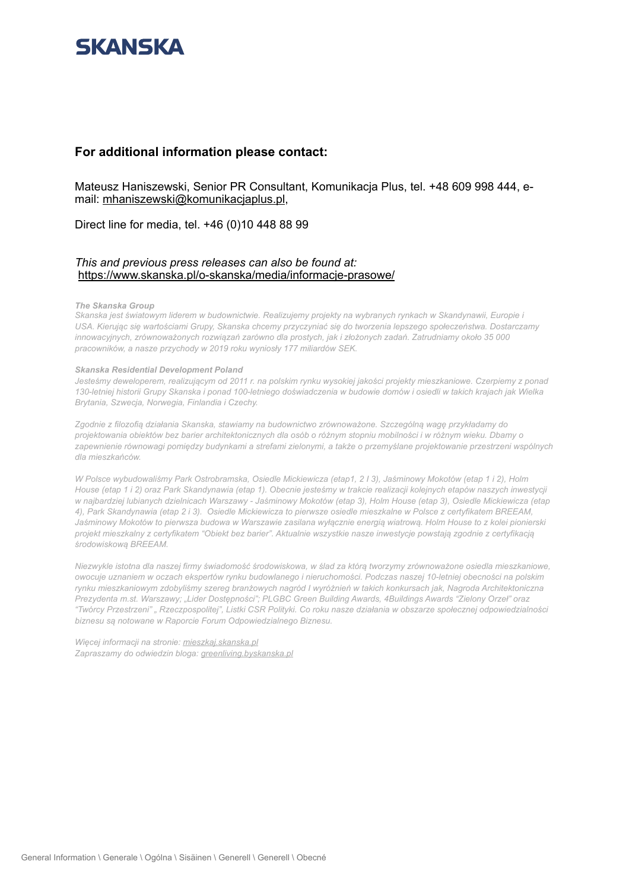**SKANSKA**

## For additional information please contact:

Mateusz Haniszewski, Senior PR Consultant, Komunikacja Plus, tel. +48 609 998 444, e-mail: mhaniszewski@komunikacjaplus.pl,

Direct line for media, tel. +46 (0)10 448 88 99

*This and previous press releases can also be found at:*
https://www.skanska.pl/o-skanska/media/informacje-prasowe/

***The Skanska Group***
*Skanska jest światowym liderem w budownictwie. Realizujemy projekty na wybranych rynkach w Skandynawii, Europie i USA. Kierując się wartościami Grupy, Skanska chcemy przyczyniać się do tworzenia lepszego społeczeństwa. Dostarczamy innowacyjnych, zrównoważonych rozwiązań zarówno dla prostych, jak i złożonych zadań. Zatrudniamy około 35 000 pracowników, a nasze przychody w 2019 roku wyniosły 177 miliardów SEK.*

***Skanska Residential Development Poland***
*Jesteśmy deweloperem, realizującym od 2011 r. na polskim rynku wysokiej jakości projekty mieszkaniowe. Czerpiemy z ponad 130-letniej historii Grupy Skanska i ponad 100-letniego doświadczenia w budowie domów i osiedli w takich krajach jak Wielka Brytania, Szwecja, Norwegia, Finlandia i Czechy.*

*Zgodnie z filozofią działania Skanska, stawiamy na budownictwo zrównoważone. Szczególną wagę przykładamy do projektowania obiektów bez barier architektonicznych dla osób o różnym stopniu mobilności i w różnym wieku. Dbamy o zapewnienie równowagi pomiędzy budynkami a strefami zielonymi, a także o przemyślane projektowanie przestrzeni wspólnych dla mieszkańców.*

*W Polsce wybudowaliśmy Park Ostrobramska, Osiedle Mickiewicza (etap1, 2 I 3), Jaśminowy Mokotów (etap 1 i 2), Holm House (etap 1 i 2) oraz Park Skandynawia (etap 1). Obecnie jesteśmy w trakcie realizacji kolejnych etapów naszych inwestycji w najbardziej lubianych dzielnicach Warszawy - Jaśminowy Mokotów (etap 3), Holm House (etap 3), Osiedle Mickiewicza (etap 4), Park Skandynawia (etap 2 i 3). Osiedle Mickiewicza to pierwsze osiedle mieszkalne w Polsce z certyfikatem BREEAM, Jaśminowy Mokotów to pierwsza budowa w Warszawie zasilana wyłącznie energią wiatrową. Holm House to z kolei pionierski projekt mieszkalny z certyfikatem "Obiekt bez barier". Aktualnie wszystkie nasze inwestycje powstają zgodnie z certyfikacją środowiskową BREEAM.*

*Niezwykle istotna dla naszej firmy świadomość środowiskowa, w ślad za którą tworzymy zrównoważone osiedla mieszkaniowe, owocuje uznaniem w oczach ekspertów rynku budowlanego i nieruchomości. Podczas naszej 10-letniej obecności na polskim rynku mieszkaniowym zdobyliśmy szereg branżowych nagród I wyróżnień w takich konkursach jak, Nagroda Architektoniczna Prezydenta m.st. Warszawy; „Lider Dostępności"; PLGBC Green Building Awards, 4Buildings Awards "Zielony Orzeł" oraz "Twórcy Przestrzeni" „ Rzeczpospolitej", Listki CSR Polityki. Co roku nasze działania w obszarze społecznej odpowiedzialności biznesu są notowane w Raporcie Forum Odpowiedzialnego Biznesu.*

*Więcej informacji na stronie: mieszkaj.skanska.pl*
*Zapraszamy do odwiedzin bloga: greenliving.byskanska.pl*

General Information \ Generale \ Ogólna \ Sisäinen \ Generell \ Generell \ Obecné